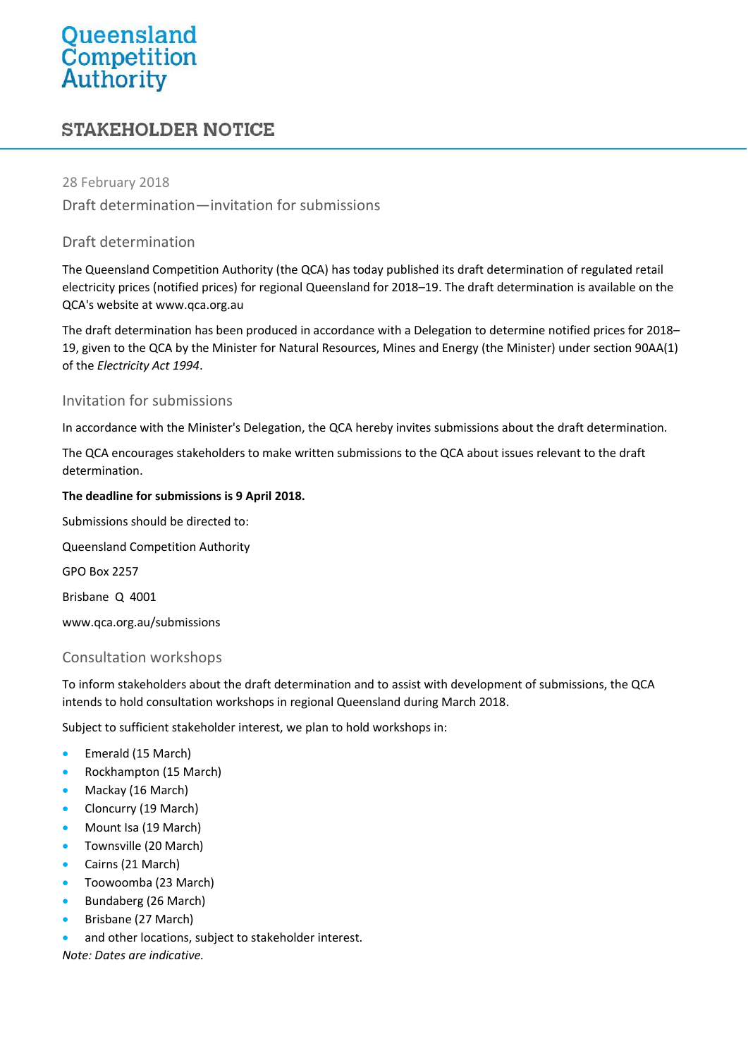Queensland Competition Authority

# STAKEHOLDER NOTICE

28 February 2018

Draft determination—invitation for submissions

## Draft determination

The Queensland Competition Authority (the QCA) has today published its draft determination of regulated retail electricity prices (notified prices) for regional Queensland for 2018–19. The draft determination is available on the QCA's website at www.qca.org.au

The draft determination has been produced in accordance with a Delegation to determine notified prices for 2018–19, given to the QCA by the Minister for Natural Resources, Mines and Energy (the Minister) under section 90AA(1) of the *Electricity Act 1994*.

## Invitation for submissions

In accordance with the Minister's Delegation, the QCA hereby invites submissions about the draft determination.

The QCA encourages stakeholders to make written submissions to the QCA about issues relevant to the draft determination.

**The deadline for submissions is 9 April 2018.**

Submissions should be directed to:

Queensland Competition Authority

GPO Box 2257

Brisbane Q 4001

www.qca.org.au/submissions

## Consultation workshops

To inform stakeholders about the draft determination and to assist with development of submissions, the QCA intends to hold consultation workshops in regional Queensland during March 2018.

Subject to sufficient stakeholder interest, we plan to hold workshops in:

- Emerald (15 March)
- Rockhampton (15 March)
- Mackay (16 March)
- Cloncurry (19 March)
- Mount Isa (19 March)
- Townsville (20 March)
- Cairns (21 March)
- Toowoomba (23 March)
- Bundaberg (26 March)
- Brisbane (27 March)
- and other locations, subject to stakeholder interest.

*Note: Dates are indicative.*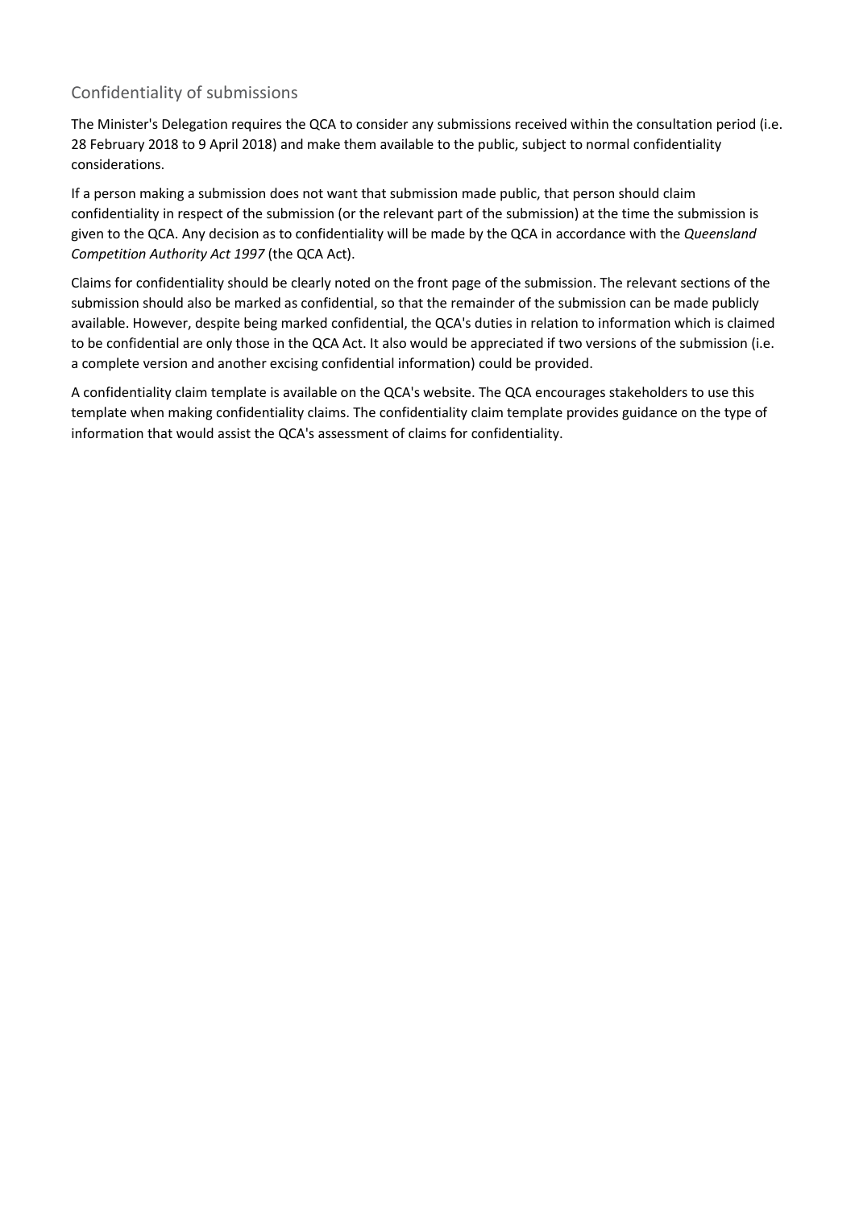## Confidentiality of submissions

The Minister's Delegation requires the QCA to consider any submissions received within the consultation period (i.e. 28 February 2018 to 9 April 2018) and make them available to the public, subject to normal confidentiality considerations.

If a person making a submission does not want that submission made public, that person should claim confidentiality in respect of the submission (or the relevant part of the submission) at the time the submission is given to the QCA. Any decision as to confidentiality will be made by the QCA in accordance with the *Queensland Competition Authority Act 1997* (the QCA Act).

Claims for confidentiality should be clearly noted on the front page of the submission. The relevant sections of the submission should also be marked as confidential, so that the remainder of the submission can be made publicly available. However, despite being marked confidential, the QCA's duties in relation to information which is claimed to be confidential are only those in the QCA Act. It also would be appreciated if two versions of the submission (i.e. a complete version and another excising confidential information) could be provided.

A confidentiality claim template is available on the QCA's website. The QCA encourages stakeholders to use this template when making confidentiality claims. The confidentiality claim template provides guidance on the type of information that would assist the QCA's assessment of claims for confidentiality.